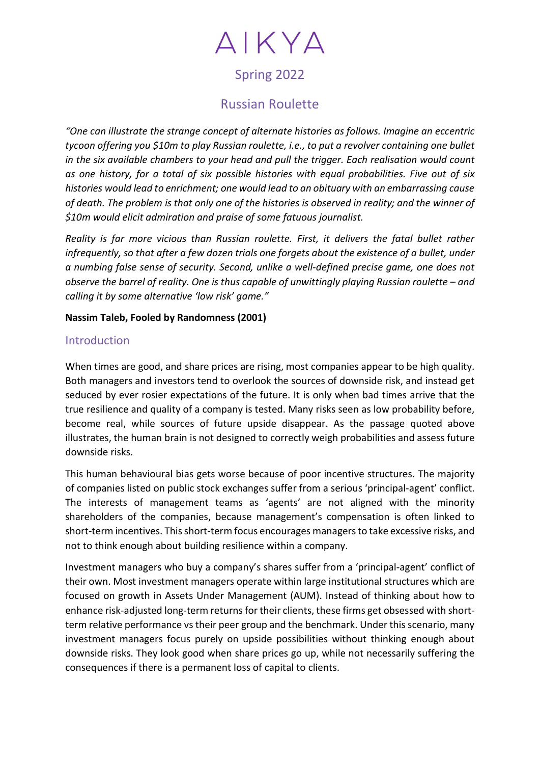# AIKYA

Spring 2022

## Russian Roulette

*"One can illustrate the strange concept of alternate histories as follows. Imagine an eccentric tycoon offering you $10m to play Russian roulette, i.e., to put a revolver containing one bullet in the six available chambers to your head and pull the trigger. Each realisation would count as one history, for a total of six possible histories with equal probabilities. Five out of six histories would lead to enrichment; one would lead to an obituary with an embarrassing cause of death. The problem is that only one of the histories is observed in reality; and the winner of $10m would elicit admiration and praise of some fatuous journalist.*

*Reality is far more vicious than Russian roulette. First, it delivers the fatal bullet rather infrequently, so that after a few dozen trials one forgets about the existence of a bullet, under a numbing false sense of security. Second, unlike a well-defined precise game, one does not observe the barrel of reality. One is thus capable of unwittingly playing Russian roulette – and calling it by some alternative 'low risk' game."*

**Nassim Taleb, Fooled by Randomness (2001)**

### Introduction

When times are good, and share prices are rising, most companies appear to be high quality. Both managers and investors tend to overlook the sources of downside risk, and instead get seduced by ever rosier expectations of the future. It is only when bad times arrive that the true resilience and quality of a company is tested. Many risks seen as low probability before, become real, while sources of future upside disappear. As the passage quoted above illustrates, the human brain is not designed to correctly weigh probabilities and assess future downside risks.

This human behavioural bias gets worse because of poor incentive structures. The majority of companies listed on public stock exchanges suffer from a serious 'principal-agent' conflict. The interests of management teams as 'agents' are not aligned with the minority shareholders of the companies, because management's compensation is often linked to short-term incentives. This short-term focus encourages managers to take excessive risks, and not to think enough about building resilience within a company.

Investment managers who buy a company's shares suffer from a 'principal-agent' conflict of their own. Most investment managers operate within large institutional structures which are focused on growth in Assets Under Management (AUM). Instead of thinking about how to enhance risk-adjusted long-term returns for their clients, these firms get obsessed with short-term relative performance vs their peer group and the benchmark. Under this scenario, many investment managers focus purely on upside possibilities without thinking enough about downside risks. They look good when share prices go up, while not necessarily suffering the consequences if there is a permanent loss of capital to clients.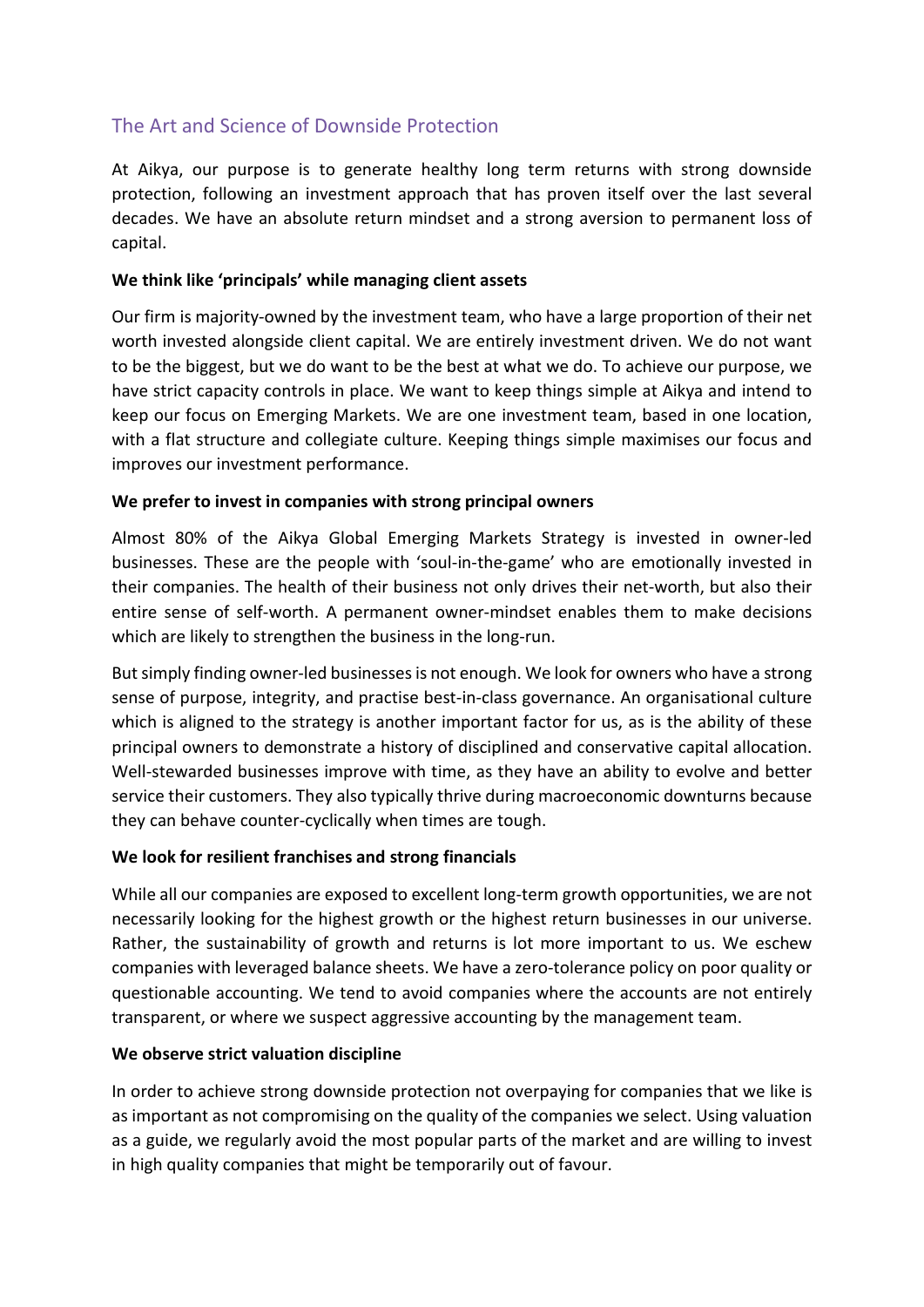## The Art and Science of Downside Protection

At Aikya, our purpose is to generate healthy long term returns with strong downside protection, following an investment approach that has proven itself over the last several decades. We have an absolute return mindset and a strong aversion to permanent loss of capital.

**We think like 'principals' while managing client assets**

Our firm is majority-owned by the investment team, who have a large proportion of their net worth invested alongside client capital. We are entirely investment driven. We do not want to be the biggest, but we do want to be the best at what we do. To achieve our purpose, we have strict capacity controls in place. We want to keep things simple at Aikya and intend to keep our focus on Emerging Markets. We are one investment team, based in one location, with a flat structure and collegiate culture. Keeping things simple maximises our focus and improves our investment performance.

**We prefer to invest in companies with strong principal owners**

Almost 80% of the Aikya Global Emerging Markets Strategy is invested in owner-led businesses. These are the people with 'soul-in-the-game' who are emotionally invested in their companies. The health of their business not only drives their net-worth, but also their entire sense of self-worth. A permanent owner-mindset enables them to make decisions which are likely to strengthen the business in the long-run.

But simply finding owner-led businesses is not enough. We look for owners who have a strong sense of purpose, integrity, and practise best-in-class governance. An organisational culture which is aligned to the strategy is another important factor for us, as is the ability of these principal owners to demonstrate a history of disciplined and conservative capital allocation. Well-stewarded businesses improve with time, as they have an ability to evolve and better service their customers. They also typically thrive during macroeconomic downturns because they can behave counter-cyclically when times are tough.

**We look for resilient franchises and strong financials**

While all our companies are exposed to excellent long-term growth opportunities, we are not necessarily looking for the highest growth or the highest return businesses in our universe. Rather, the sustainability of growth and returns is lot more important to us. We eschew companies with leveraged balance sheets. We have a zero-tolerance policy on poor quality or questionable accounting. We tend to avoid companies where the accounts are not entirely transparent, or where we suspect aggressive accounting by the management team.

**We observe strict valuation discipline**

In order to achieve strong downside protection not overpaying for companies that we like is as important as not compromising on the quality of the companies we select. Using valuation as a guide, we regularly avoid the most popular parts of the market and are willing to invest in high quality companies that might be temporarily out of favour.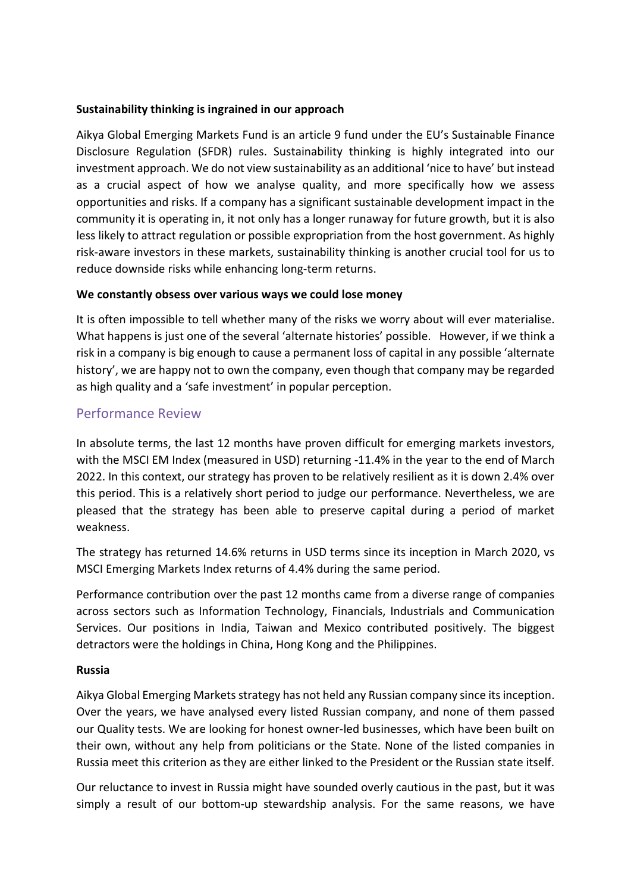**Sustainability thinking is ingrained in our approach**

Aikya Global Emerging Markets Fund is an article 9 fund under the EU's Sustainable Finance Disclosure Regulation (SFDR) rules. Sustainability thinking is highly integrated into our investment approach. We do not view sustainability as an additional 'nice to have' but instead as a crucial aspect of how we analyse quality, and more specifically how we assess opportunities and risks. If a company has a significant sustainable development impact in the community it is operating in, it not only has a longer runaway for future growth, but it is also less likely to attract regulation or possible expropriation from the host government. As highly risk-aware investors in these markets, sustainability thinking is another crucial tool for us to reduce downside risks while enhancing long-term returns.

**We constantly obsess over various ways we could lose money**

It is often impossible to tell whether many of the risks we worry about will ever materialise. What happens is just one of the several 'alternate histories' possible. However, if we think a risk in a company is big enough to cause a permanent loss of capital in any possible 'alternate history', we are happy not to own the company, even though that company may be regarded as high quality and a 'safe investment' in popular perception.

## Performance Review

In absolute terms, the last 12 months have proven difficult for emerging markets investors, with the MSCI EM Index (measured in USD) returning -11.4% in the year to the end of March 2022. In this context, our strategy has proven to be relatively resilient as it is down 2.4% over this period. This is a relatively short period to judge our performance. Nevertheless, we are pleased that the strategy has been able to preserve capital during a period of market weakness.

The strategy has returned 14.6% returns in USD terms since its inception in March 2020, vs MSCI Emerging Markets Index returns of 4.4% during the same period.

Performance contribution over the past 12 months came from a diverse range of companies across sectors such as Information Technology, Financials, Industrials and Communication Services. Our positions in India, Taiwan and Mexico contributed positively. The biggest detractors were the holdings in China, Hong Kong and the Philippines.

**Russia**

Aikya Global Emerging Markets strategy has not held any Russian company since its inception. Over the years, we have analysed every listed Russian company, and none of them passed our Quality tests. We are looking for honest owner-led businesses, which have been built on their own, without any help from politicians or the State. None of the listed companies in Russia meet this criterion as they are either linked to the President or the Russian state itself.

Our reluctance to invest in Russia might have sounded overly cautious in the past, but it was simply a result of our bottom-up stewardship analysis. For the same reasons, we have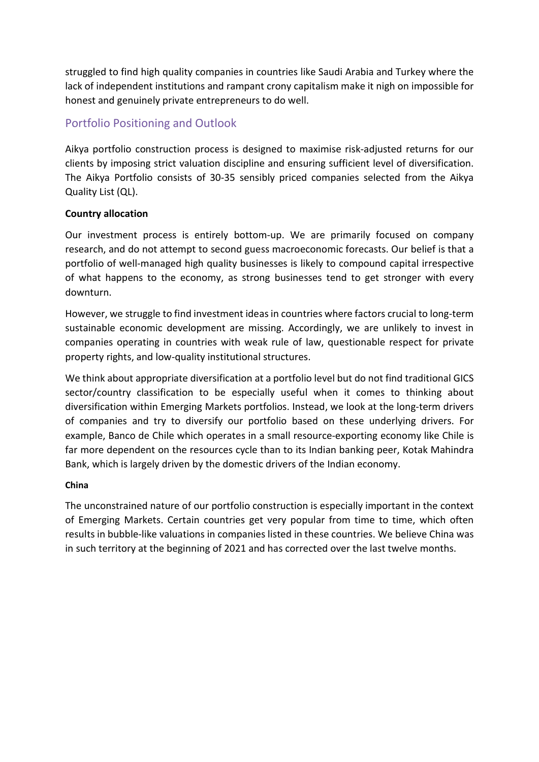struggled to find high quality companies in countries like Saudi Arabia and Turkey where the lack of independent institutions and rampant crony capitalism make it nigh on impossible for honest and genuinely private entrepreneurs to do well.

## Portfolio Positioning and Outlook

Aikya portfolio construction process is designed to maximise risk-adjusted returns for our clients by imposing strict valuation discipline and ensuring sufficient level of diversification. The Aikya Portfolio consists of 30-35 sensibly priced companies selected from the Aikya Quality List (QL).

**Country allocation**

Our investment process is entirely bottom-up. We are primarily focused on company research, and do not attempt to second guess macroeconomic forecasts. Our belief is that a portfolio of well-managed high quality businesses is likely to compound capital irrespective of what happens to the economy, as strong businesses tend to get stronger with every downturn.

However, we struggle to find investment ideas in countries where factors crucial to long-term sustainable economic development are missing. Accordingly, we are unlikely to invest in companies operating in countries with weak rule of law, questionable respect for private property rights, and low-quality institutional structures.

We think about appropriate diversification at a portfolio level but do not find traditional GICS sector/country classification to be especially useful when it comes to thinking about diversification within Emerging Markets portfolios. Instead, we look at the long-term drivers of companies and try to diversify our portfolio based on these underlying drivers. For example, Banco de Chile which operates in a small resource-exporting economy like Chile is far more dependent on the resources cycle than to its Indian banking peer, Kotak Mahindra Bank, which is largely driven by the domestic drivers of the Indian economy.

**China**

The unconstrained nature of our portfolio construction is especially important in the context of Emerging Markets. Certain countries get very popular from time to time, which often results in bubble-like valuations in companies listed in these countries. We believe China was in such territory at the beginning of 2021 and has corrected over the last twelve months.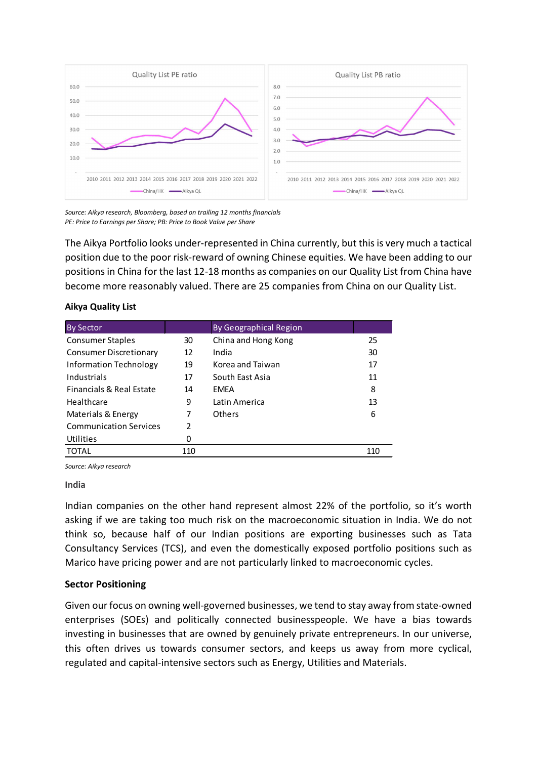Source: Aikya research, Bloomberg, based on trailing 12 months financials
PE: Price to Earnings per Share; PB: Price to Book Value per Share

The Aikya Portfolio looks under-represented in China currently, but this is very much a tactical position due to the poor risk-reward of owning Chinese equities. We have been adding to our positions in China for the last 12-18 months as companies on our Quality List from China have become more reasonably valued. There are 25 companies from China on our Quality List.

**Aikya Quality List**

| By Sector | | By Geographical Region | |
|---|---|---|---|
| Consumer Staples | 30 | China and Hong Kong | 25 |
| Consumer Discretionary | 12 | India | 30 |
| Information Technology | 19 | Korea and Taiwan | 17 |
| Industrials | 17 | South East Asia | 11 |
| Financials & Real Estate | 14 | EMEA | 8 |
| Healthcare | 9 | Latin America | 13 |
| Materials & Energy | 7 | Others | 6 |
| Communication Services | 2 | | |
| Utilities | 0 | | |
| TOTAL | 110 | | 110 |

*Source: Aikya research*

**India**

Indian companies on the other hand represent almost 22% of the portfolio, so it's worth asking if we are taking too much risk on the macroeconomic situation in India. We do not think so, because half of our Indian positions are exporting businesses such as Tata Consultancy Services (TCS), and even the domestically exposed portfolio positions such as Marico have pricing power and are not particularly linked to macroeconomic cycles.

**Sector Positioning**

Given our focus on owning well-governed businesses, we tend to stay away from state-owned enterprises (SOEs) and politically connected businesspeople. We have a bias towards investing in businesses that are owned by genuinely private entrepreneurs. In our universe, this often drives us towards consumer sectors, and keeps us away from more cyclical, regulated and capital-intensive sectors such as Energy, Utilities and Materials.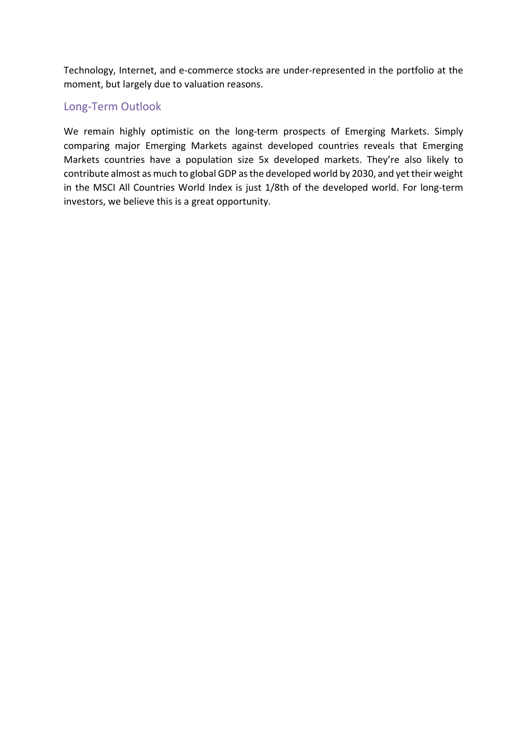Technology, Internet, and e-commerce stocks are under-represented in the portfolio at the moment, but largely due to valuation reasons.

## Long-Term Outlook

We remain highly optimistic on the long-term prospects of Emerging Markets. Simply comparing major Emerging Markets against developed countries reveals that Emerging Markets countries have a population size 5x developed markets. They're also likely to contribute almost as much to global GDP as the developed world by 2030, and yet their weight in the MSCI All Countries World Index is just 1/8th of the developed world. For long-term investors, we believe this is a great opportunity.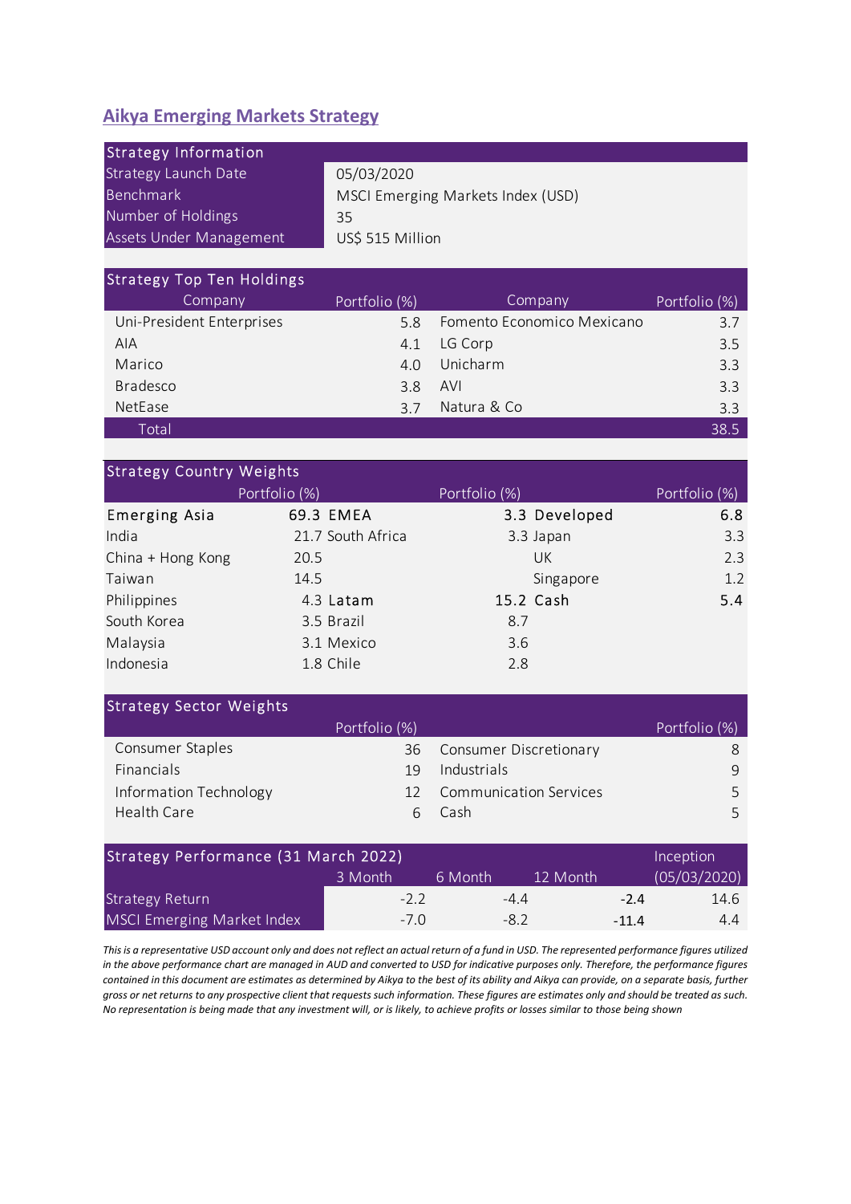## Aikya Emerging Markets Strategy

| Strategy Information | |
|---|---|
| Strategy Launch Date | 05/03/2020 |
| Benchmark | MSCI Emerging Markets Index (USD) |
| Number of Holdings | 35 |
| Assets Under Management | US$ 515 Million |

| Strategy Top Ten Holdings | | | |
|---|---|---|---|
| Company | Portfolio (%) | Company | Portfolio (%) |
| Uni-President Enterprises | 5.8 | Fomento Economico Mexicano | 3.7 |
| AIA | 4.1 | LG Corp | 3.5 |
| Marico | 4.0 | Unicharm | 3.3 |
| Bradesco | 3.8 | AVI | 3.3 |
| NetEase | 3.7 | Natura & Co | 3.3 |
| Total | | | 38.5 |

| Strategy Country Weights | | | | | |
|---|---|---|---|---|---|
| | Portfolio (%) | | Portfolio (%) | | Portfolio (%) |
| **Emerging Asia** | **69.3** | **EMEA** | **3.3** | **Developed** | **6.8** |
| India | 21.7 | South Africa | 3.3 | Japan | 3.3 |
| China + Hong Kong | 20.5 | | | UK | 2.3 |
| Taiwan | 14.5 | | | Singapore | 1.2 |
| Philippines | 4.3 | **Latam** | **15.2** | **Cash** | **5.4** |
| South Korea | 3.5 | Brazil | 8.7 | | |
| Malaysia | 3.1 | Mexico | 3.6 | | |
| Indonesia | 1.8 | Chile | 2.8 | | |

| Strategy Sector Weights | | | |
|---|---|---|---|
| | Portfolio (%) | | Portfolio (%) |
| Consumer Staples | 36 | Consumer Discretionary | 8 |
| Financials | 19 | Industrials | 9 |
| Information Technology | 12 | Communication Services | 5 |
| Health Care | 6 | Cash | 5 |

| Strategy Performance (31 March 2022) | 3 Month | 6 Month | 12 Month | Inception (05/03/2020) |
|---|---|---|---|---|
| Strategy Return | -2.2 | -4.4 | -2.4 | 14.6 |
| MSCI Emerging Market Index | -7.0 | -8.2 | -11.4 | 4.4 |

*This is a representative USD account only and does not reflect an actual return of a fund in USD. The represented performance figures utilized in the above performance chart are managed in AUD and converted to USD for indicative purposes only. Therefore, the performance figures contained in this document are estimates as determined by Aikya to the best of its ability and Aikya can provide, on a separate basis, further gross or net returns to any prospective client that requests such information. These figures are estimates only and should be treated as such. No representation is being made that any investment will, or is likely, to achieve profits or losses similar to those being shown*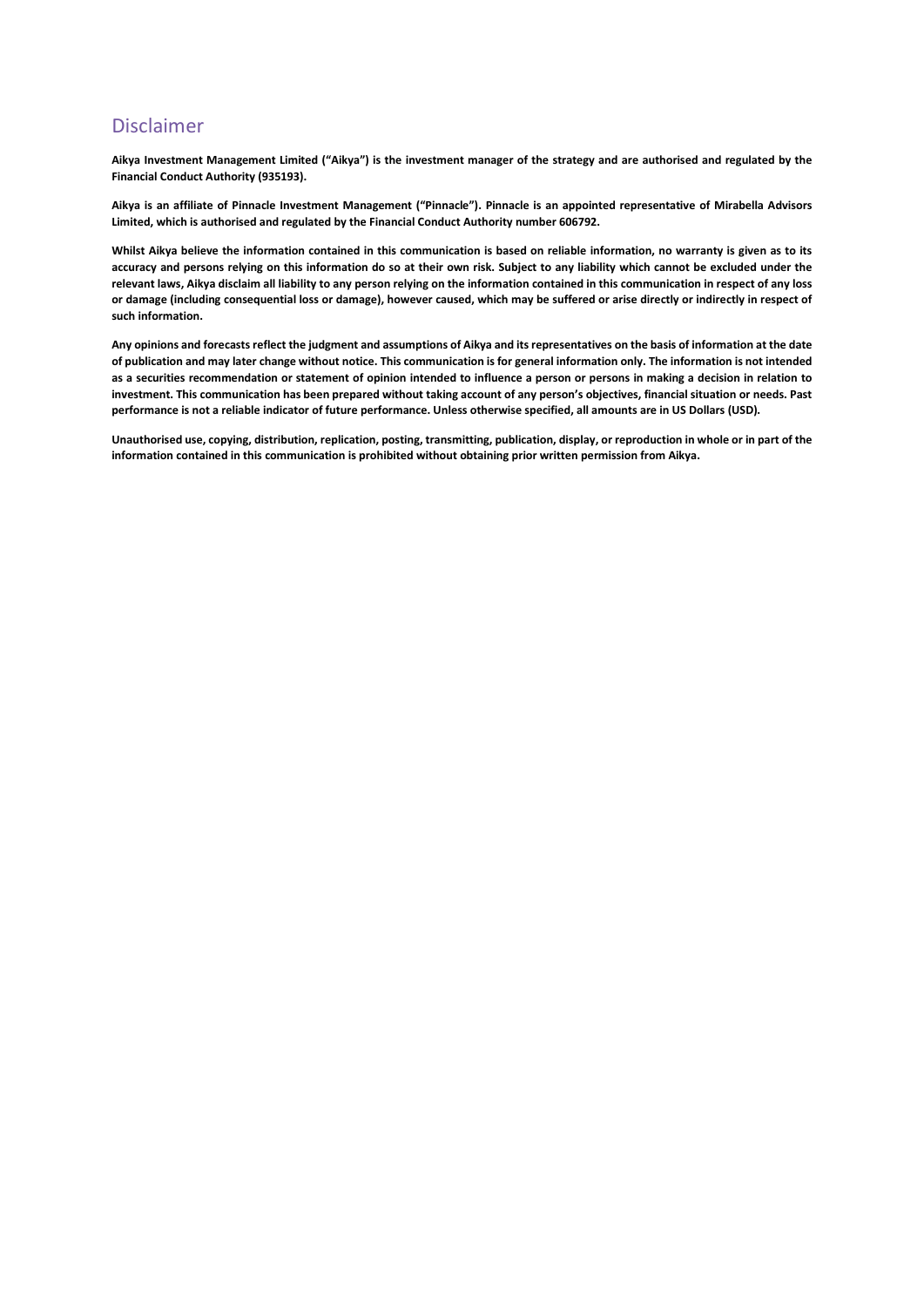# Disclaimer

**Aikya Investment Management Limited ("Aikya") is the investment manager of the strategy and are authorised and regulated by the Financial Conduct Authority (935193).**

**Aikya is an affiliate of Pinnacle Investment Management ("Pinnacle"). Pinnacle is an appointed representative of Mirabella Advisors Limited, which is authorised and regulated by the Financial Conduct Authority number 606792.**

**Whilst Aikya believe the information contained in this communication is based on reliable information, no warranty is given as to its accuracy and persons relying on this information do so at their own risk. Subject to any liability which cannot be excluded under the relevant laws, Aikya disclaim all liability to any person relying on the information contained in this communication in respect of any loss or damage (including consequential loss or damage), however caused, which may be suffered or arise directly or indirectly in respect of such information.**

**Any opinions and forecasts reflect the judgment and assumptions of Aikya and its representatives on the basis of information at the date of publication and may later change without notice. This communication is for general information only. The information is not intended as a securities recommendation or statement of opinion intended to influence a person or persons in making a decision in relation to investment. This communication has been prepared without taking account of any person's objectives, financial situation or needs. Past performance is not a reliable indicator of future performance. Unless otherwise specified, all amounts are in US Dollars (USD).**

**Unauthorised use, copying, distribution, replication, posting, transmitting, publication, display, or reproduction in whole or in part of the information contained in this communication is prohibited without obtaining prior written permission from Aikya.**